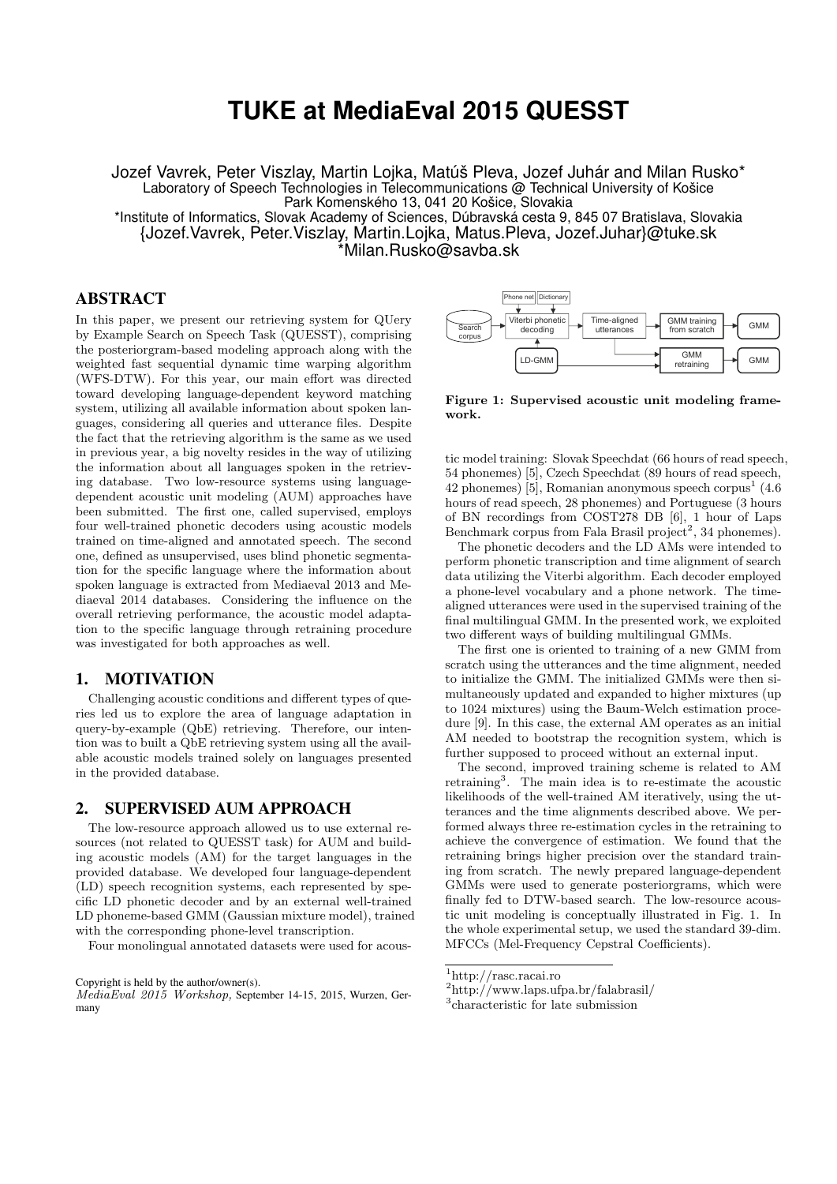# TUKE at MediaEval 2015 QUESST

Jozef Vavrek, Peter Viszlay, Martin Lojka, Matúš Pleva, Jozef Juhár and Milan Rusko*
Laboratory of Speech Technologies in Telecommunications @ Technical University of Košice
Park Komenského 13, 041 20 Košice, Slovakia
*Institute of Informatics, Slovak Academy of Sciences, Dúbravská cesta 9, 845 07 Bratislava, Slovakia
{Jozef.Vavrek, Peter.Viszlay, Martin.Lojka, Matus.Pleva, Jozef.Juhar}@tuke.sk
*Milan.Rusko@savba.sk

## ABSTRACT

In this paper, we present our retrieving system for QUery by Example Search on Speech Task (QUESST), comprising the posteriorgram-based modeling approach along with the weighted fast sequential dynamic time warping algorithm (WFS-DTW). For this year, our main effort was directed toward developing language-dependent keyword matching system, utilizing all available information about spoken languages, considering all queries and utterance files. Despite the fact that the retrieving algorithm is the same as we used in previous year, a big novelty resides in the way of utilizing the information about all languages spoken in the retrieving database. Two low-resource systems using language-dependent acoustic unit modeling (AUM) approaches have been submitted. The first one, called supervised, employs four well-trained phonetic decoders using acoustic models trained on time-aligned and annotated speech. The second one, defined as unsupervised, uses blind phonetic segmentation for the specific language where the information about spoken language is extracted from Mediaeval 2013 and Mediaeval 2014 databases. Considering the influence on the overall retrieving performance, the acoustic model adaptation to the specific language through retraining procedure was investigated for both approaches as well.

## 1. MOTIVATION

Challenging acoustic conditions and different types of queries led us to explore the area of language adaptation in query-by-example (QbE) retrieving. Therefore, our intention was to built a QbE retrieving system using all the available acoustic models trained solely on languages presented in the provided database.

## 2. SUPERVISED AUM APPROACH

The low-resource approach allowed us to use external resources (not related to QUESST task) for AUM and building acoustic models (AM) for the target languages in the provided database. We developed four language-dependent (LD) speech recognition systems, each represented by specific LD phonetic decoder and by an external well-trained LD phoneme-based GMM (Gaussian mixture model), trained with the corresponding phone-level transcription.

Four monolingual annotated datasets were used for acoustic model training: Slovak Speechdat (66 hours of read speech, 54 phonemes) [5], Czech Speechdat (89 hours of read speech, 42 phonemes) [5], Romanian anonymous speech corpus[1] (4.6 hours of read speech, 28 phonemes) and Portuguese (3 hours of BN recordings from COST278 DB [6], 1 hour of Laps Benchmark corpus from Fala Brasil project[2], 34 phonemes).

Figure 1: Supervised acoustic unit modeling framework.

The phonetic decoders and the LD AMs were intended to perform phonetic transcription and time alignment of search data utilizing the Viterbi algorithm. Each decoder employed a phone-level vocabulary and a phone network. The time-aligned utterances were used in the supervised training of the final multilingual GMM. In the presented work, we exploited two different ways of building multilingual GMMs.

The first one is oriented to training of a new GMM from scratch using the utterances and the time alignment, needed to initialize the GMM. The initialized GMMs were then simultaneously updated and expanded to higher mixtures (up to 1024 mixtures) using the Baum-Welch estimation procedure [9]. In this case, the external AM operates as an initial AM needed to bootstrap the recognition system, which is further supposed to proceed without an external input.

The second, improved training scheme is related to AM retraining[3]. The main idea is to re-estimate the acoustic likelihoods of the well-trained AM iteratively, using the utterances and the time alignments described above. We performed always three re-estimation cycles in the retraining to achieve the convergence of estimation. We found that the retraining brings higher precision over the standard training from scratch. The newly prepared language-dependent GMMs were used to generate posteriorgrams, which were finally fed to DTW-based search. The low-resource acoustic unit modeling is conceptually illustrated in Fig. 1. In the whole experimental setup, we used the standard 39-dim. MFCCs (Mel-Frequency Cepstral Coefficients).

[1] http://rasc.racai.ro
[2] http://www.laps.ufpa.br/falabrasil/
[3] characteristic for late submission

Copyright is held by the author/owner(s).
*MediaEval 2015 Workshop,* September 14-15, 2015, Wurzen, Germany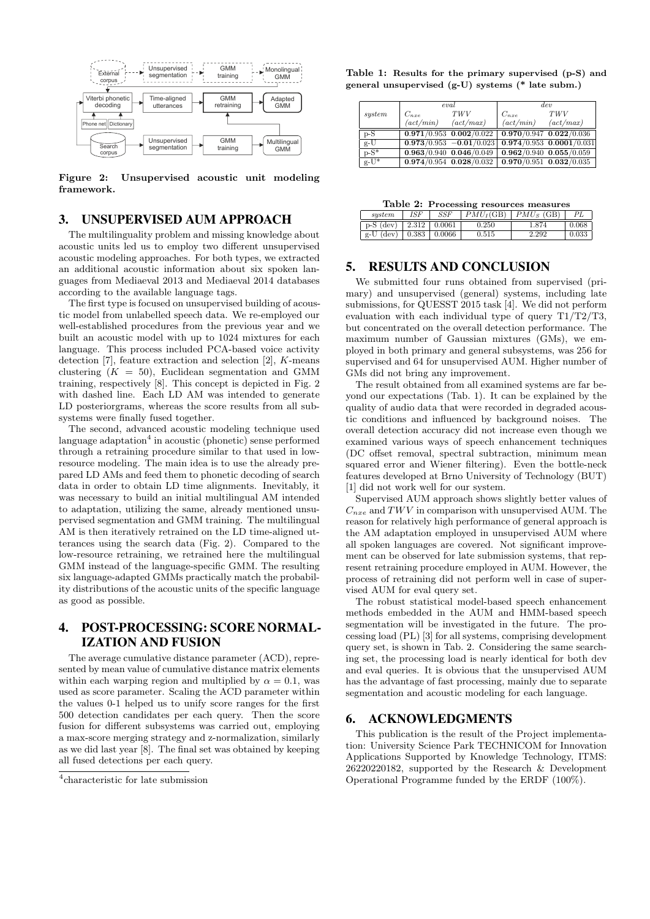Figure 2: Unsupervised acoustic unit modeling framework.

## 3. UNSUPERVISED AUM APPROACH

The multilinguality problem and missing knowledge about acoustic units led us to employ two different unsupervised acoustic modeling approaches. For both types, we extracted an additional acoustic information about six spoken languages from Mediaeval 2013 and Mediaeval 2014 databases according to the available language tags.

The first type is focused on unsupervised building of acoustic model from unlabelled speech data. We re-employed our well-established procedures from the previous year and we built an acoustic model with up to 1024 mixtures for each language. This process included PCA-based voice activity detection [7], feature extraction and selection [2], $K$-means clustering ($K = 50$), Euclidean segmentation and GMM training, respectively [8]. This concept is depicted in Fig. 2 with dashed line. Each LD AM was intended to generate LD posteriorgrams, whereas the score results from all subsystems were finally fused together.

The second, advanced acoustic modeling technique used language adaptation[4] in acoustic (phonetic) sense performed through a retraining procedure similar to that used in low-resource modeling. The main idea is to use the already prepared LD AMs and feed them to phonetic decoding of search data in order to obtain LD time alignments. Inevitably, it was necessary to build an initial multilingual AM intended to adaptation, utilizing the same, already mentioned unsupervised segmentation and GMM training. The multilingual AM is then iteratively retrained on the LD time-aligned utterances using the search data (Fig. 2). Compared to the low-resource retraining, we retrained here the multilingual GMM instead of the language-specific GMM. The resulting six language-adapted GMMs practically match the probability distributions of the acoustic units of the specific language as good as possible.

## 4. POST-PROCESSING: SCORE NORMALIZATION AND FUSION

The average cumulative distance parameter (ACD), represented by mean value of cumulative distance matrix elements within each warping region and multiplied by $\alpha = 0.1$, was used as score parameter. Scaling the ACD parameter within the values 0-1 helped us to unify score ranges for the first 500 detection candidates per each query. Then the score fusion for different subsystems was carried out, employing a max-score merging strategy and z-normalization, similarly as we did last year [8]. The final set was obtained by keeping all fused detections per each query.

[4] characteristic for late submission

**Table 1: Results for the primary supervised (p-S) and general unsupervised (g-U) systems (* late subm.)**

| system | eval | | dev | |
|---|---|---|---|---|
| | $C_{nxe}$ (act/min) | $TWV$ (act/max) | $C_{nxe}$ (act/min) | $TWV$ (act/max) |
| p-S | **0.971**/0.953 | **0.002**/0.022 | **0.970**/0.947 | **0.022**/0.036 |
| g-U | **0.973**/0.953 | **−0.01**/0.023 | **0.974**/0.953 | **0.0001**/0.031 |
| p-S* | **0.963**/0.940 | **0.046**/0.049 | **0.962**/0.940 | **0.055**/0.059 |
| g-U* | **0.974**/0.954 | **0.028**/0.032 | **0.970**/0.951 | **0.032**/0.035 |

**Table 2: Processing resources measures**

| system | ISF | SSF | $PMU_I$(GB) | $PMU_S$ (GB) | PL |
|---|---|---|---|---|---|
| p-S (dev) | 2.312 | 0.0061 | 0.250 | 1.874 | 0.068 |
| g-U (dev) | 0.383 | 0.0066 | 0.515 | 2.292 | 0.033 |

## 5. RESULTS AND CONCLUSION

We submitted four runs obtained from supervised (primary) and unsupervised (general) systems, including late submissions, for QUESST 2015 task [4]. We did not perform evaluation with each individual type of query T1/T2/T3, but concentrated on the overall detection performance. The maximum number of Gaussian mixtures (GMs), we employed in both primary and general subsystems, was 256 for supervised and 64 for unsupervised AUM. Higher number of GMs did not bring any improvement.

The result obtained from all examined systems are far beyond our expectations (Tab. 1). It can be explained by the quality of audio data that were recorded in degraded acoustic conditions and influenced by background noises. The overall detection accuracy did not increase even though we examined various ways of speech enhancement techniques (DC offset removal, spectral subtraction, minimum mean squared error and Wiener filtering). Even the bottle-neck features developed at Brno University of Technology (BUT) [1] did not work well for our system.

Supervised AUM approach shows slightly better values of $C_{nxe}$ and $TWV$ in comparison with unsupervised AUM. The reason for relatively high performance of general approach is the AM adaptation employed in unsupervised AUM where all spoken languages are covered. Not significant improvement can be observed for late submission systems, that represent retraining procedure employed in AUM. However, the process of retraining did not perform well in case of supervised AUM for eval query set.

The robust statistical model-based speech enhancement methods embedded in the AUM and HMM-based speech segmentation will be investigated in the future. The processing load (PL) [3] for all systems, comprising development query set, is shown in Tab. 2. Considering the same searching set, the processing load is nearly identical for both dev and eval queries. It is obvious that the unsupervised AUM has the advantage of fast processing, mainly due to separate segmentation and acoustic modeling for each language.

## 6. ACKNOWLEDGMENTS

This publication is the result of the Project implementation: University Science Park TECHNICOM for Innovation Applications Supported by Knowledge Technology, ITMS: 26220220182, supported by the Research & Development Operational Programme funded by the ERDF (100%).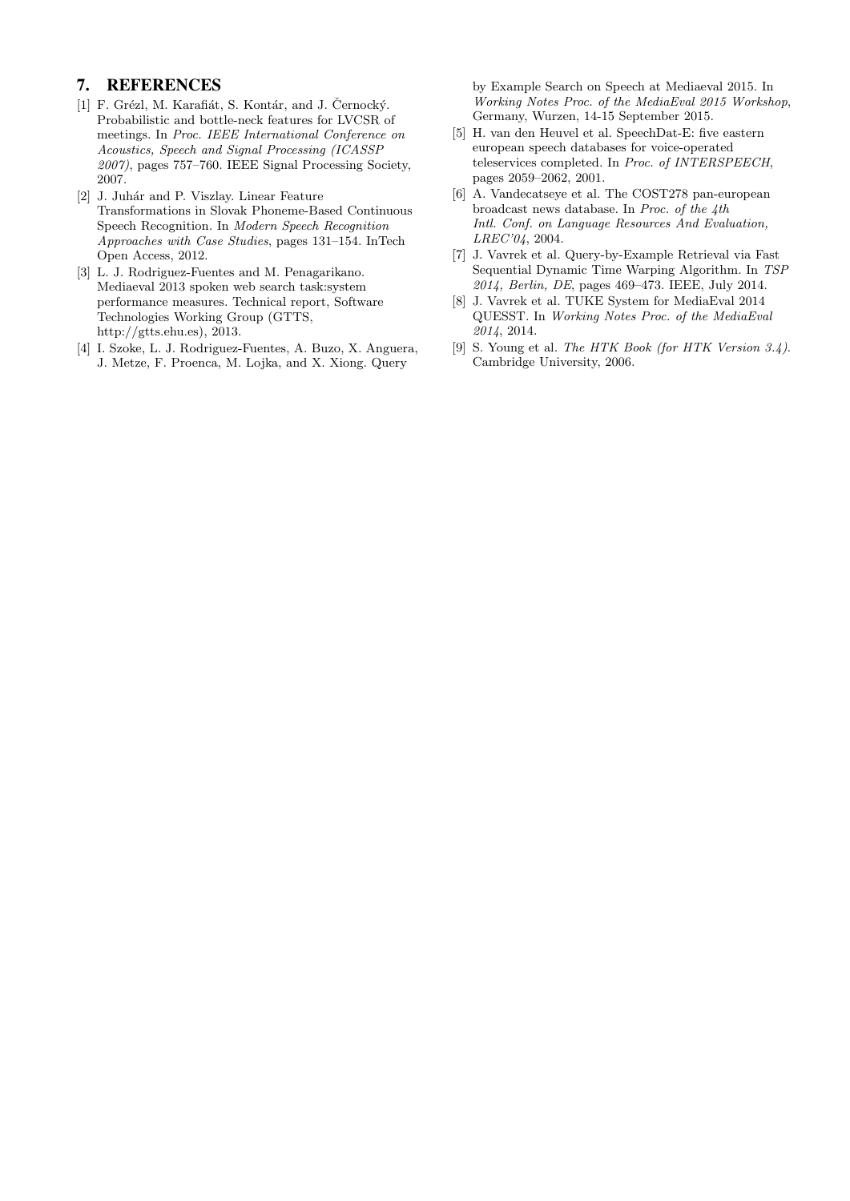## 7. REFERENCES

[1] F. Grézl, M. Karafiát, S. Kontár, and J. Černocký. Probabilistic and bottle-neck features for LVCSR of meetings. In *Proc. IEEE International Conference on Acoustics, Speech and Signal Processing (ICASSP 2007)*, pages 757–760. IEEE Signal Processing Society, 2007.

[2] J. Juhár and P. Viszlay. Linear Feature Transformations in Slovak Phoneme-Based Continuous Speech Recognition. In *Modern Speech Recognition Approaches with Case Studies*, pages 131–154. InTech Open Access, 2012.

[3] L. J. Rodriguez-Fuentes and M. Penagarikano. Mediaeval 2013 spoken web search task:system performance measures. Technical report, Software Technologies Working Group (GTTS, http://gtts.ehu.es), 2013.

[4] I. Szoke, L. J. Rodriguez-Fuentes, A. Buzo, X. Anguera, J. Metze, F. Proenca, M. Lojka, and X. Xiong. Query by Example Search on Speech at Mediaeval 2015. In *Working Notes Proc. of the MediaEval 2015 Workshop*, Germany, Wurzen, 14-15 September 2015.

[5] H. van den Heuvel et al. SpeechDat-E: five eastern european speech databases for voice-operated teleservices completed. In *Proc. of INTERSPEECH*, pages 2059–2062, 2001.

[6] A. Vandecatseye et al. The COST278 pan-european broadcast news database. In *Proc. of the 4th Intl. Conf. on Language Resources And Evaluation, LREC'04*, 2004.

[7] J. Vavrek et al. Query-by-Example Retrieval via Fast Sequential Dynamic Time Warping Algorithm. In *TSP 2014, Berlin, DE*, pages 469–473. IEEE, July 2014.

[8] J. Vavrek et al. TUKE System for MediaEval 2014 QUESST. In *Working Notes Proc. of the MediaEval 2014*, 2014.

[9] S. Young et al. *The HTK Book (for HTK Version 3.4)*. Cambridge University, 2006.